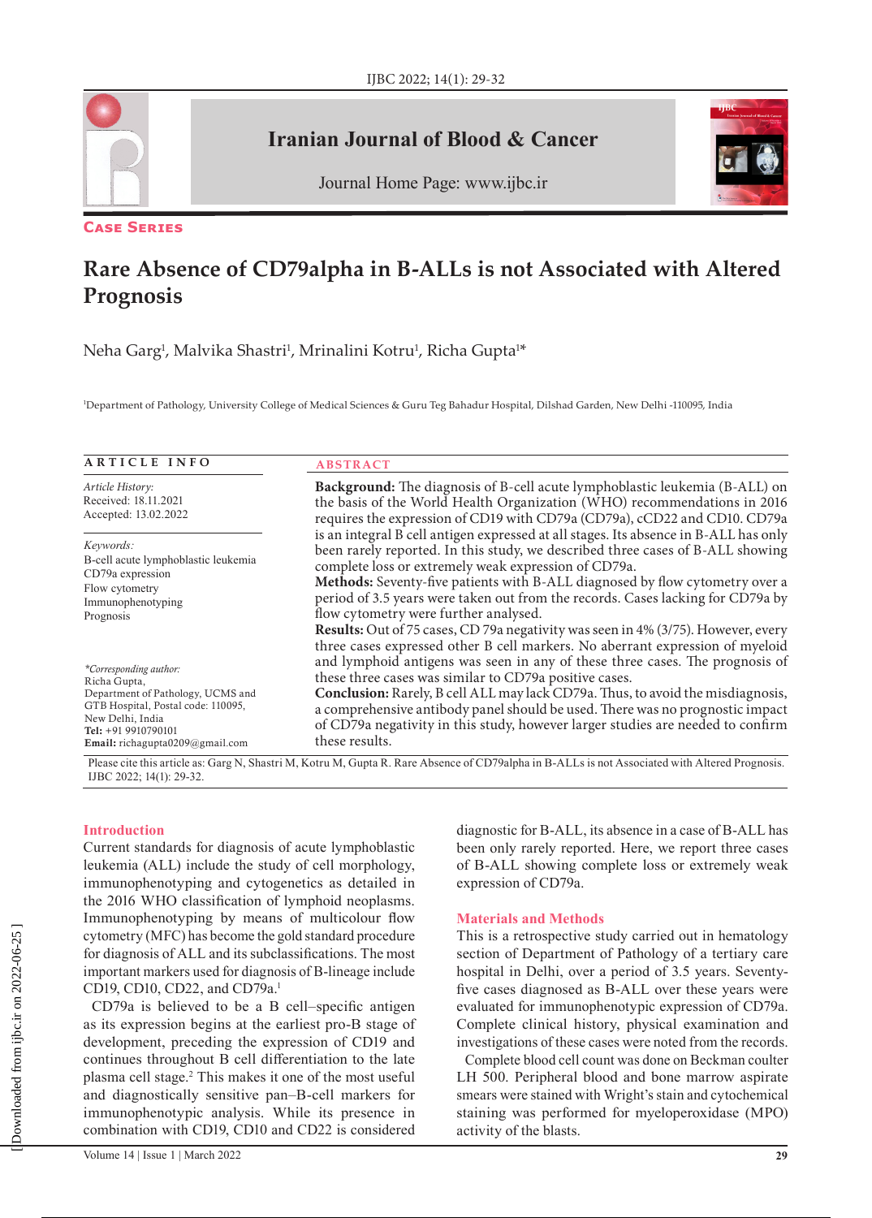CASE SERIES

# Rare Absence of CD79alpha in B-ALLs is not Associated with Altered Prognosis

Neha Garg[1], Malvika Shastri[1], Mrinalini Kotru[1], Richa Gupta[1]*

[1]Department of Pathology, University College of Medical Sciences & Guru Teg Bahadur Hospital, Dilshad Garden, New Delhi -110095, India

**ARTICLE INFO**

*Article History:*
Received: 18.11.2021
Accepted: 13.02.2022

*Keywords:*
B-cell acute lymphoblastic leukemia
CD79a expression
Flow cytometry
Immunophenotyping
Prognosis

*\*Corresponding author:*
Richa Gupta,
Department of Pathology, UCMS and GTB Hospital, Postal code: 110095, New Delhi, India
**Tel:** +91 9910790101
**Email:** richagupta0209@gmail.com

**ABSTRACT**

**Background:** The diagnosis of B-cell acute lymphoblastic leukemia (B-ALL) on the basis of the World Health Organization (WHO) recommendations in 2016 requires the expression of CD19 with CD79a (CD79a), cCD22 and CD10. CD79a is an integral B cell antigen expressed at all stages. Its absence in B-ALL has only been rarely reported. In this study, we described three cases of B-ALL showing complete loss or extremely weak expression of CD79a.
**Methods:** Seventy-five patients with B-ALL diagnosed by flow cytometry over a period of 3.5 years were taken out from the records. Cases lacking for CD79a by flow cytometry were further analysed.
**Results:** Out of 75 cases, CD 79a negativity was seen in 4% (3/75). However, every three cases expressed other B cell markers. No aberrant expression of myeloid and lymphoid antigens was seen in any of these three cases. The prognosis of these three cases was similar to CD79a positive cases.
**Conclusion:** Rarely, B cell ALL may lack CD79a. Thus, to avoid the misdiagnosis, a comprehensive antibody panel should be used. There was no prognostic impact of CD79a negativity in this study, however larger studies are needed to confirm these results.

Please cite this article as: Garg N, Shastri M, Kotru M, Gupta R. Rare Absence of CD79alpha in B-ALLs is not Associated with Altered Prognosis. IJBC 2022; 14(1): 29-32.

## Introduction

Current standards for diagnosis of acute lymphoblastic leukemia (ALL) include the study of cell morphology, immunophenotyping and cytogenetics as detailed in the 2016 WHO classification of lymphoid neoplasms. Immunophenotyping by means of multicolour flow cytometry (MFC) has become the gold standard procedure for diagnosis of ALL and its subclassifications. The most important markers used for diagnosis of B-lineage include CD19, CD10, CD22, and CD79a.[1]

CD79a is believed to be a B cell–specific antigen as its expression begins at the earliest pro-B stage of development, preceding the expression of CD19 and continues throughout B cell differentiation to the late plasma cell stage.[2] This makes it one of the most useful and diagnostically sensitive pan–B-cell markers for immunophenotypic analysis. While its presence in combination with CD19, CD10 and CD22 is considered diagnostic for B-ALL, its absence in a case of B-ALL has been only rarely reported. Here, we report three cases of B-ALL showing complete loss or extremely weak expression of CD79a.

## Materials and Methods

This is a retrospective study carried out in hematology section of Department of Pathology of a tertiary care hospital in Delhi, over a period of 3.5 years. Seventy-five cases diagnosed as B-ALL over these years were evaluated for immunophenotypic expression of CD79a. Complete clinical history, physical examination and investigations of these cases were noted from the records.

Complete blood cell count was done on Beckman coulter LH 500. Peripheral blood and bone marrow aspirate smears were stained with Wright's stain and cytochemical staining was performed for myeloperoxidase (MPO) activity of the blasts.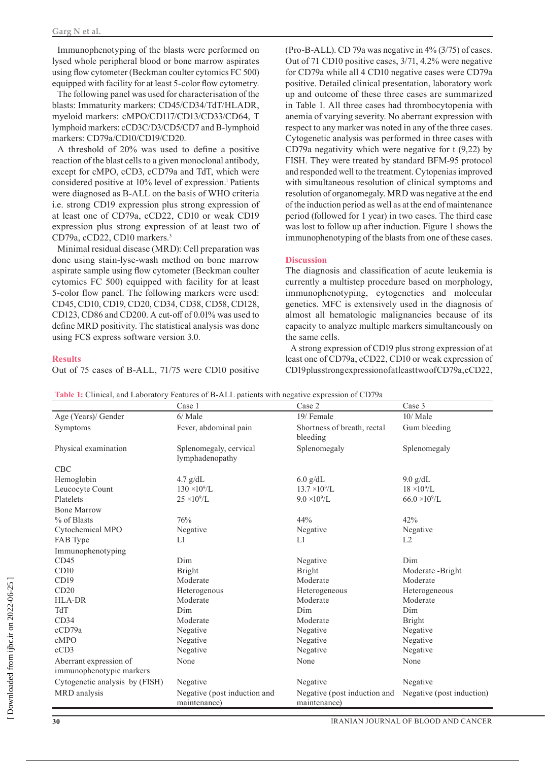Immunophenotyping of the blasts were performed on lysed whole peripheral blood or bone marrow aspirates using flow cytometer (Beckman coulter cytomics FC 500) equipped with facility for at least 5-color flow cytometry.

The following panel was used for characterisation of the blasts: Immaturity markers: CD45/CD34/TdT/HLADR, myeloid markers: cMPO/CD117/CD13/CD33/CD64, T lymphoid markers: cCD3C/D3/CD5/CD7 and B-lymphoid markers: CD79a/CD10/CD19/CD20.

A threshold of 20% was used to define a positive reaction of the blast cells to a given monoclonal antibody, except for cMPO, cCD3, cCD79a and TdT, which were considered positive at 10% level of expression.[1] Patients were diagnosed as B-ALL on the basis of WHO criteria i.e. strong CD19 expression plus strong expression of at least one of CD79a, cCD22, CD10 or weak CD19 expression plus strong expression of at least two of CD79a, cCD22, CD10 markers.[3]

Minimal residual disease (MRD): Cell preparation was done using stain-lyse-wash method on bone marrow aspirate sample using flow cytometer (Beckman coulter cytomics FC 500) equipped with facility for at least 5-color flow panel. The following markers were used: CD45, CD10, CD19, CD20, CD34, CD38, CD58, CD128, CD123, CD86 and CD200. A cut-off of 0.01% was used to define MRD positivity. The statistical analysis was done using FCS express software version 3.0.

## Results

Out of 75 cases of B-ALL, 71/75 were CD10 positive (Pro-B-ALL). CD 79a was negative in 4% (3/75) of cases. Out of 71 CD10 positive cases, 3/71, 4.2% were negative for CD79a while all 4 CD10 negative cases were CD79a positive. Detailed clinical presentation, laboratory work up and outcome of these three cases are summarized in Table 1. All three cases had thrombocytopenia with anemia of varying severity. No aberrant expression with respect to any marker was noted in any of the three cases. Cytogenetic analysis was performed in three cases with CD79a negativity which were negative for t (9,22) by FISH. They were treated by standard BFM-95 protocol and responded well to the treatment. Cytopenias improved with simultaneous resolution of clinical symptoms and resolution of organomegaly. MRD was negative at the end of the induction period as well as at the end of maintenance period (followed for 1 year) in two cases. The third case was lost to follow up after induction. Figure 1 shows the immunophenotyping of the blasts from one of these cases.

## Discussion

The diagnosis and classification of acute leukemia is currently a multistep procedure based on morphology, immunophenotyping, cytogenetics and molecular genetics. MFC is extensively used in the diagnosis of almost all hematologic malignancies because of its capacity to analyze multiple markers simultaneously on the same cells.

A strong expression of CD19 plus strong expression of at least one of CD79a, cCD22, CD10 or weak expression of CD19 plus strong expression of at least two of CD79a, cCD22,

**Table 1:** Clinical, and Laboratory Features of B-ALL patients with negative expression of CD79a

| | Case 1 | Case 2 | Case 3 |
|---|---|---|---|
| Age (Years)/ Gender | 6/ Male | 19/ Female | 10/ Male |
| Symptoms | Fever, abdominal pain | Shortness of breath, rectal bleeding | Gum bleeding |
| Physical examination | Splenomegaly, cervical lymphadenopathy | Splenomegaly | Splenomegaly |
| CBC | | | |
| Hemoglobin | 4.7 g/dL | 6.0 g/dL | 9.0 g/dL |
| Leucocyte Count | 130 $\times 10^9$/L | 13.7 $\times 10^9$/L | 18 $\times 10^9$/L |
| Platelets | 25 $\times 10^9$/L | 9.0 $\times 10^9$/L | 66.0 $\times 10^9$/L |
| Bone Marrow | | | |
| % of Blasts | 76% | 44% | 42% |
| Cytochemical MPO | Negative | Negative | Negative |
| FAB Type | L1 | L1 | L2 |
| Immunophenotyping | | | |
| CD45 | Dim | Negative | Dim |
| CD10 | Bright | Bright | Moderate -Bright |
| CD19 | Moderate | Moderate | Moderate |
| CD20 | Heterogenous | Heterogeneous | Heterogeneous |
| HLA-DR | Moderate | Moderate | Moderate |
| TdT | Dim | Dim | Dim |
| CD34 | Moderate | Moderate | Bright |
| cCD79a | Negative | Negative | Negative |
| cMPO | Negative | Negative | Negative |
| cCD3 | Negative | Negative | Negative |
| Aberrant expression of immunophenotypic markers | None | None | None |
| Cytogenetic analysis by (FISH) | Negative | Negative | Negative |
| MRD analysis | Negative (post induction and maintenance) | Negative (post induction and maintenance) | Negative (post induction) |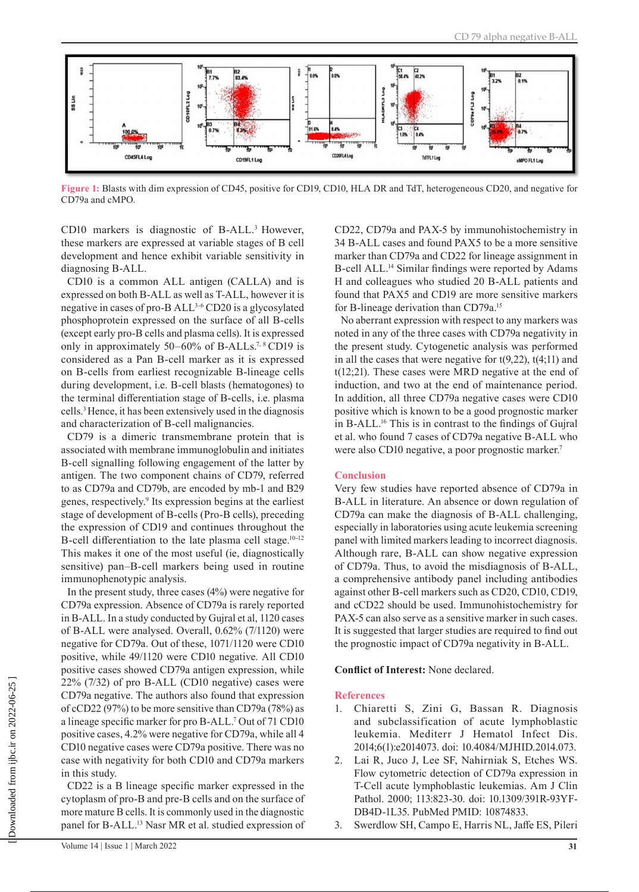Figure 1: Blasts with dim expression of CD45, positive for CD19, CD10, HLA DR and TdT, heterogeneous CD20, and negative for CD79a and cMPO.

CD10 markers is diagnostic of B-ALL.[3] However, these markers are expressed at variable stages of B cell development and hence exhibit variable sensitivity in diagnosing B-ALL.

CD10 is a common ALL antigen (CALLA) and is expressed on both B-ALL as well as T-ALL, however it is negative in cases of pro-B ALL[3-6] CD20 is a glycosylated phosphoprotein expressed on the surface of all B-cells (except early pro-B cells and plasma cells). It is expressed only in approximately 50–60% of B-ALLs.[7, 8] CD19 is considered as a Pan B-cell marker as it is expressed on B-cells from earliest recognizable B-lineage cells during development, i.e. B-cell blasts (hematogones) to the terminal differentiation stage of B-cells, i.e. plasma cells.[3] Hence, it has been extensively used in the diagnosis and characterization of B-cell malignancies.

CD79 is a dimeric transmembrane protein that is associated with membrane immunoglobulin and initiates B-cell signalling following engagement of the latter by antigen. The two component chains of CD79, referred to as CD79a and CD79b, are encoded by mb-1 and B29 genes, respectively.[9] Its expression begins at the earliest stage of development of B-cells (Pro-B cells), preceding the expression of CD19 and continues throughout the B-cell differentiation to the late plasma cell stage.[10-12] This makes it one of the most useful (ie, diagnostically sensitive) pan–B-cell markers being used in routine immunophenotypic analysis.

In the present study, three cases (4%) were negative for CD79a expression. Absence of CD79a is rarely reported in B-ALL. In a study conducted by Gujral et al, 1120 cases of B-ALL were analysed. Overall, 0.62% (7/1120) were negative for CD79a. Out of these, 1071/1120 were CD10 positive, while 49/1120 were CD10 negative. All CD10 positive cases showed CD79a antigen expression, while 22% (7/32) of pro B-ALL (CD10 negative) cases were CD79a negative. The authors also found that expression of cCD22 (97%) to be more sensitive than CD79a (78%) as a lineage specific marker for pro B-ALL.[7] Out of 71 CD10 positive cases, 4.2% were negative for CD79a, while all 4 CD10 negative cases were CD79a positive. There was no case with negativity for both CD10 and CD79a markers in this study.

CD22 is a B lineage specific marker expressed in the cytoplasm of pro-B and pre-B cells and on the surface of more mature B cells. It is commonly used in the diagnostic panel for B-ALL.[13] Nasr MR et al. studied expression of CD22, CD79a and PAX-5 by immunohistochemistry in 34 B-ALL cases and found PAX5 to be a more sensitive marker than CD79a and CD22 for lineage assignment in B-cell ALL.[14] Similar findings were reported by Adams H and colleagues who studied 20 B-ALL patients and found that PAX5 and CD19 are more sensitive markers for B-lineage derivation than CD79a.[15]

No aberrant expression with respect to any markers was noted in any of the three cases with CD79a negativity in the present study. Cytogenetic analysis was performed in all the cases that were negative for t(9,22), t(4;11) and t(12;21). These cases were MRD negative at the end of induction, and two at the end of maintenance period. In addition, all three CD79a negative cases were CD10 positive which is known to be a good prognostic marker in B-ALL.[16] This is in contrast to the findings of Gujral et al. who found 7 cases of CD79a negative B-ALL who were also CD10 negative, a poor prognostic marker.[7]

## Conclusion

Very few studies have reported absence of CD79a in B-ALL in literature. An absence or down regulation of CD79a can make the diagnosis of B-ALL challenging, especially in laboratories using acute leukemia screening panel with limited markers leading to incorrect diagnosis. Although rare, B-ALL can show negative expression of CD79a. Thus, to avoid the misdiagnosis of B-ALL, a comprehensive antibody panel including antibodies against other B-cell markers such as CD20, CD10, CD19, and cCD22 should be used. Immunohistochemistry for PAX-5 can also serve as a sensitive marker in such cases. It is suggested that larger studies are required to find out the prognostic impact of CD79a negativity in B-ALL.

**Conflict of Interest:** None declared.

## References

1. Chiaretti S, Zini G, Bassan R. Diagnosis and subclassification of acute lymphoblastic leukemia. Mediterr J Hematol Infect Dis. 2014;6(1):e2014073. doi: 10.4084/MJHID.2014.073.
2. Lai R, Juco J, Lee SF, Nahirniak S, Etches WS. Flow cytometric detection of CD79a expression in T-Cell acute lymphoblastic leukemias. Am J Clin Pathol. 2000; 113:823-30. doi: 10.1309/391R-93YF-DB4D-1L35. PubMed PMID: 10874833.
3. Swerdlow SH, Campo E, Harris NL, Jaffe ES, Pileri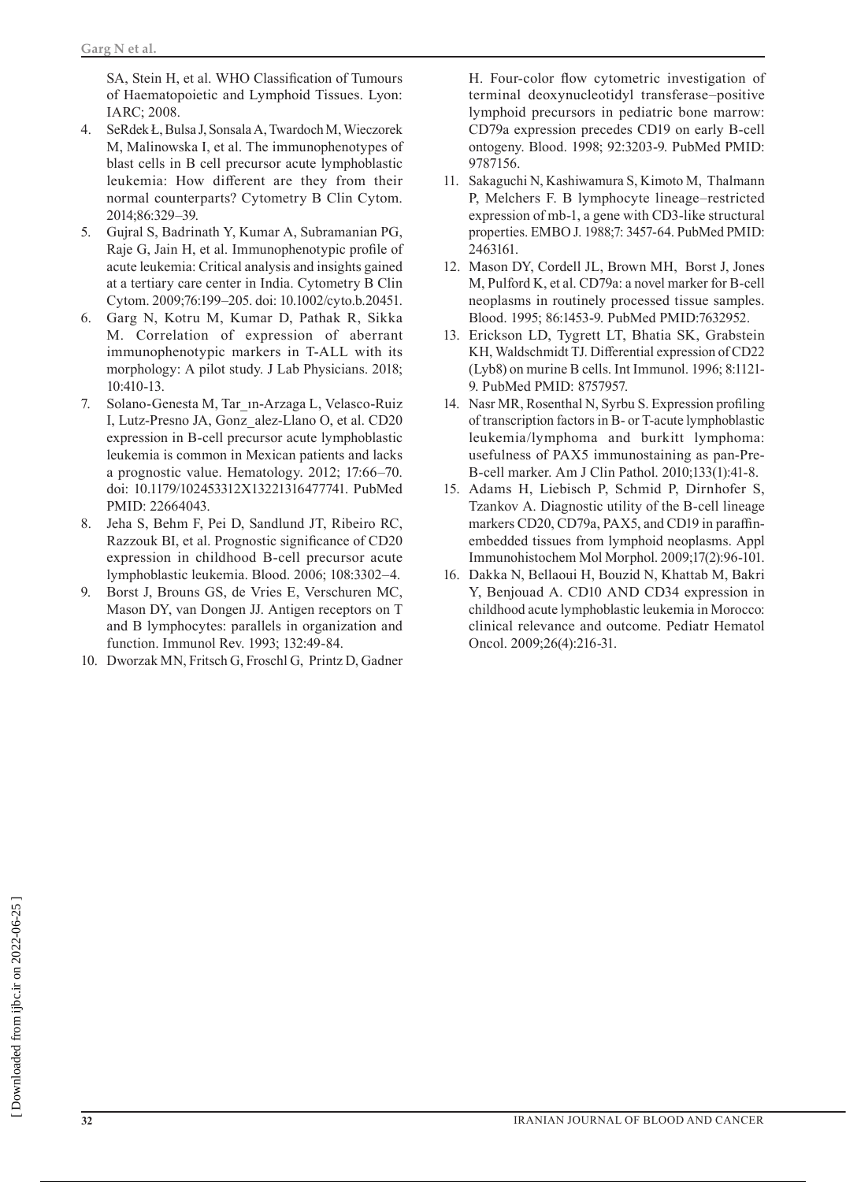SA, Stein H, et al. WHO Classification of Tumours of Haematopoietic and Lymphoid Tissues. Lyon: IARC; 2008.

4. SeRdek Ł, Bulsa J, Sonsala A, Twardoch M, Wieczorek M, Malinowska I, et al. The immunophenotypes of blast cells in B cell precursor acute lymphoblastic leukemia: How different are they from their normal counterparts? Cytometry B Clin Cytom. 2014;86:329–39.
5. Gujral S, Badrinath Y, Kumar A, Subramanian PG, Raje G, Jain H, et al. Immunophenotypic profile of acute leukemia: Critical analysis and insights gained at a tertiary care center in India. Cytometry B Clin Cytom. 2009;76:199–205. doi: 10.1002/cyto.b.20451.
6. Garg N, Kotru M, Kumar D, Pathak R, Sikka M. Correlation of expression of aberrant immunophenotypic markers in T-ALL with its morphology: A pilot study. J Lab Physicians. 2018; 10:410-13.
7. Solano-Genesta M, Tar_ın-Arzaga L, Velasco-Ruiz I, Lutz-Presno JA, Gonz_alez-Llano O, et al. CD20 expression in B-cell precursor acute lymphoblastic leukemia is common in Mexican patients and lacks a prognostic value. Hematology. 2012; 17:66–70. doi: 10.1179/102453312X13221316477741. PubMed PMID: 22664043.
8. Jeha S, Behm F, Pei D, Sandlund JT, Ribeiro RC, Razzouk BI, et al. Prognostic significance of CD20 expression in childhood B-cell precursor acute lymphoblastic leukemia. Blood. 2006; 108:3302–4.
9. Borst J, Brouns GS, de Vries E, Verschuren MC, Mason DY, van Dongen JJ. Antigen receptors on T and B lymphocytes: parallels in organization and function. Immunol Rev. 1993; 132:49-84.
10. Dworzak MN, Fritsch G, Froschl G, Printz D, Gadner H. Four-color flow cytometric investigation of terminal deoxynucleotidyl transferase–positive lymphoid precursors in pediatric bone marrow: CD79a expression precedes CD19 on early B-cell ontogeny. Blood. 1998; 92:3203-9. PubMed PMID: 9787156.
11. Sakaguchi N, Kashiwamura S, Kimoto M, Thalmann P, Melchers F. B lymphocyte lineage–restricted expression of mb-1, a gene with CD3-like structural properties. EMBO J. 1988;7: 3457-64. PubMed PMID: 2463161.
12. Mason DY, Cordell JL, Brown MH, Borst J, Jones M, Pulford K, et al. CD79a: a novel marker for B-cell neoplasms in routinely processed tissue samples. Blood. 1995; 86:1453-9. PubMed PMID:7632952.
13. Erickson LD, Tygrett LT, Bhatia SK, Grabstein KH, Waldschmidt TJ. Differential expression of CD22 (Lyb8) on murine B cells. Int Immunol. 1996; 8:1121-9. PubMed PMID: 8757957.
14. Nasr MR, Rosenthal N, Syrbu S. Expression profiling of transcription factors in B- or T-acute lymphoblastic leukemia/lymphoma and burkitt lymphoma: usefulness of PAX5 immunostaining as pan-Pre-B-cell marker. Am J Clin Pathol. 2010;133(1):41-8.
15. Adams H, Liebisch P, Schmid P, Dirnhofer S, Tzankov A. Diagnostic utility of the B-cell lineage markers CD20, CD79a, PAX5, and CD19 in paraffin-embedded tissues from lymphoid neoplasms. Appl Immunohistochem Mol Morphol. 2009;17(2):96-101.
16. Dakka N, Bellaoui H, Bouzid N, Khattab M, Bakri Y, Benjouad A. CD10 AND CD34 expression in childhood acute lymphoblastic leukemia in Morocco: clinical relevance and outcome. Pediatr Hematol Oncol. 2009;26(4):216-31.